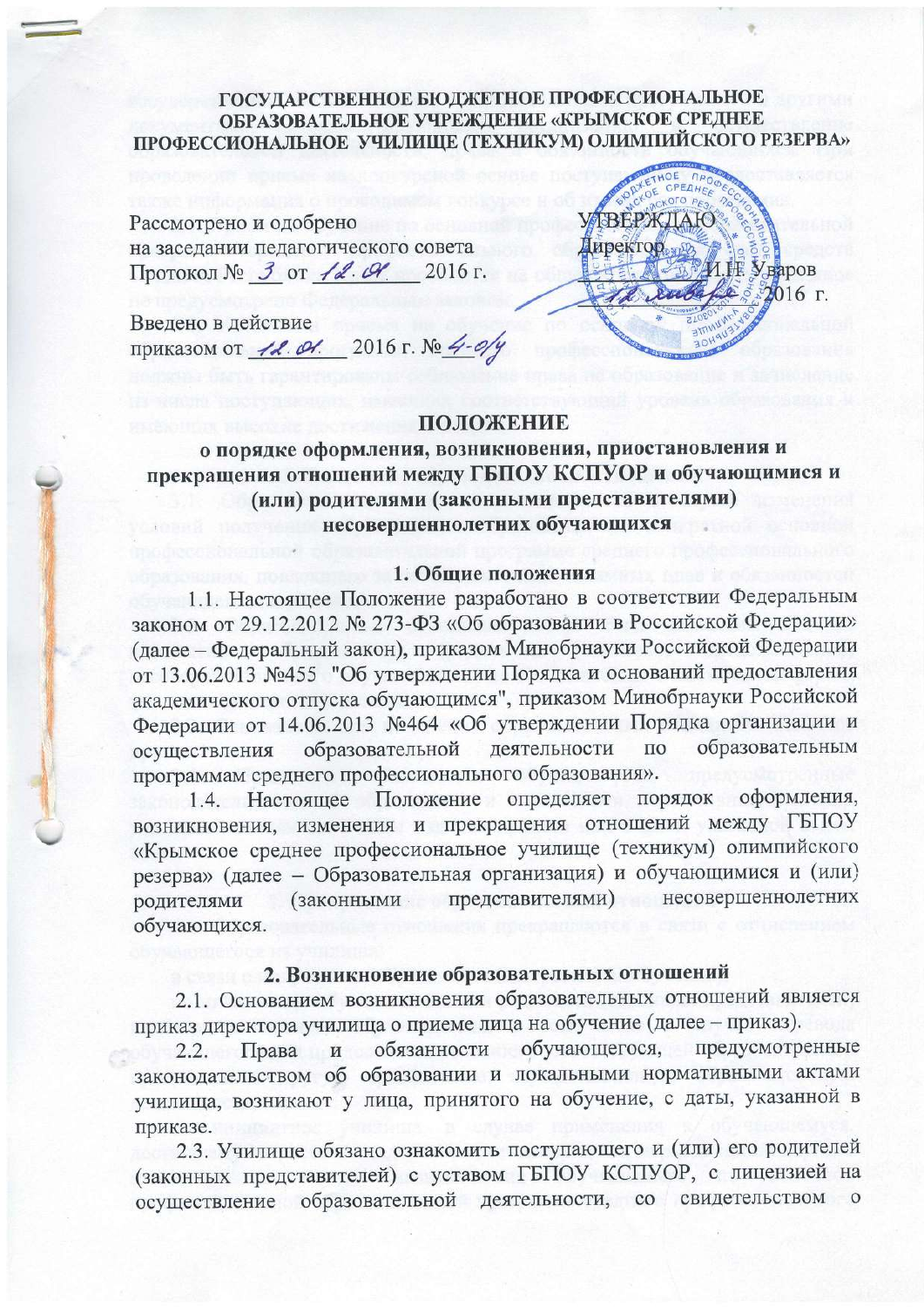ГОСУДАРСТВЕННОЕ БЮДЖЕТНОЕ ПРОФЕССИОНАЛЬНОЕ ОБРАЗОВАТЕЛЬНОЕ УЧРЕЖДЕНИЕ «КРЫМСКОЕ СРЕДНЕЕ ПРОФЕССИОНАЛЬНОЕ УЧИЛИЩЕ (ТЕХНИКУМ) ОЛИМПИЙСКОГО РЕЗЕРВА»

Рассмотрено и одобрено
на заседании педагогического совета
Протокол № 3 от 12.01 2016 г.

УТВЕРЖДАЮ
Директор
И.Н. Уваров
12 января 2016 г.

Введено в действие
приказом от 12.01. 2016 г. № 4-о/у

# ПОЛОЖЕНИЕ
## о порядке оформления, возникновения, приостановления и прекращения отношений между ГБПОУ КСПУОР и обучающимися и (или) родителями (законными представителями) несовершеннолетних обучающихся

### 1. Общие положения

1.1. Настоящее Положение разработано в соответствии Федеральным законом от 29.12.2012 № 273-ФЗ «Об образовании в Российской Федерации» (далее – Федеральный закон), приказом Минобрнауки Российской Федерации от 13.06.2013 №455 "Об утверждении Порядка и оснований предоставления академического отпуска обучающимся", приказом Минобрнауки Российской Федерации от 14.06.2013 №464 «Об утверждении Порядка организации и осуществления образовательной деятельности по образовательным программам среднего профессионального образования».

1.4. Настоящее Положение определяет порядок оформления, возникновения, изменения и прекращения отношений между ГБПОУ «Крымское среднее профессиональное училище (техникум) олимпийского резерва» (далее – Образовательная организация) и обучающимися и (или) родителями (законными представителями) несовершеннолетних обучающихся.

### 2. Возникновение образовательных отношений

2.1. Основанием возникновения образовательных отношений является приказ директора училища о приеме лица на обучение (далее – приказ).

2.2. Права и обязанности обучающегося, предусмотренные законодательством об образовании и локальными нормативными актами училища, возникают у лица, принятого на обучение, с даты, указанной в приказе.

2.3. Училище обязано ознакомить поступающего и (или) его родителей (законных представителей) с уставом ГБПОУ КСПУОР, с лицензией на осуществление образовательной деятельности, со свидетельством о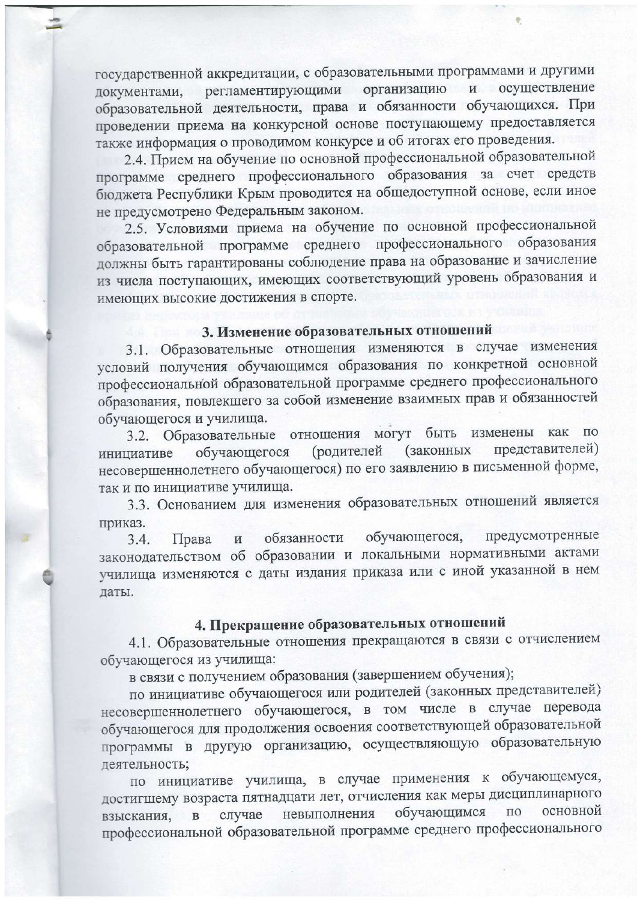государственной аккредитации, с образовательными программами и другими документами, регламентирующими организацию и осуществление образовательной деятельности, права и обязанности обучающихся. При проведении приема на конкурсной основе поступающему предоставляется также информация о проводимом конкурсе и об итогах его проведения.

2.4. Прием на обучение по основной профессиональной образовательной программе среднего профессионального образования за счет средств бюджета Республики Крым проводится на общедоступной основе, если иное не предусмотрено Федеральным законом.

2.5. Условиями приема на обучение по основной профессиональной образовательной программе среднего профессионального образования должны быть гарантированы соблюдение права на образование и зачисление из числа поступающих, имеющих соответствующий уровень образования и имеющих высокие достижения в спорте.

### 3. Изменение образовательных отношений

3.1. Образовательные отношения изменяются в случае изменения условий получения обучающимся образования по конкретной основной профессиональной образовательной программе среднего профессионального образования, повлекшего за собой изменение взаимных прав и обязанностей обучающегося и училища.

3.2. Образовательные отношения могут быть изменены как по инициативе обучающегося (родителей (законных представителей) несовершеннолетнего обучающегося) по его заявлению в письменной форме, так и по инициативе училища.

3.3. Основанием для изменения образовательных отношений является приказ.

3.4. Права и обязанности обучающегося, предусмотренные законодательством об образовании и локальными нормативными актами училища изменяются с даты издания приказа или с иной указанной в нем даты.

### 4. Прекращение образовательных отношений

4.1. Образовательные отношения прекращаются в связи с отчислением обучающегося из училища:

в связи с получением образования (завершением обучения);

по инициативе обучающегося или родителей (законных представителей) несовершеннолетнего обучающегося, в том числе в случае перевода обучающегося для продолжения освоения соответствующей образовательной программы в другую организацию, осуществляющую образовательную деятельность;

по инициативе училища, в случае применения к обучающемуся, достигшему возраста пятнадцати лет, отчисления как меры дисциплинарного взыскания, в случае невыполнения обучающимся по основной профессиональной образовательной программе среднего профессионального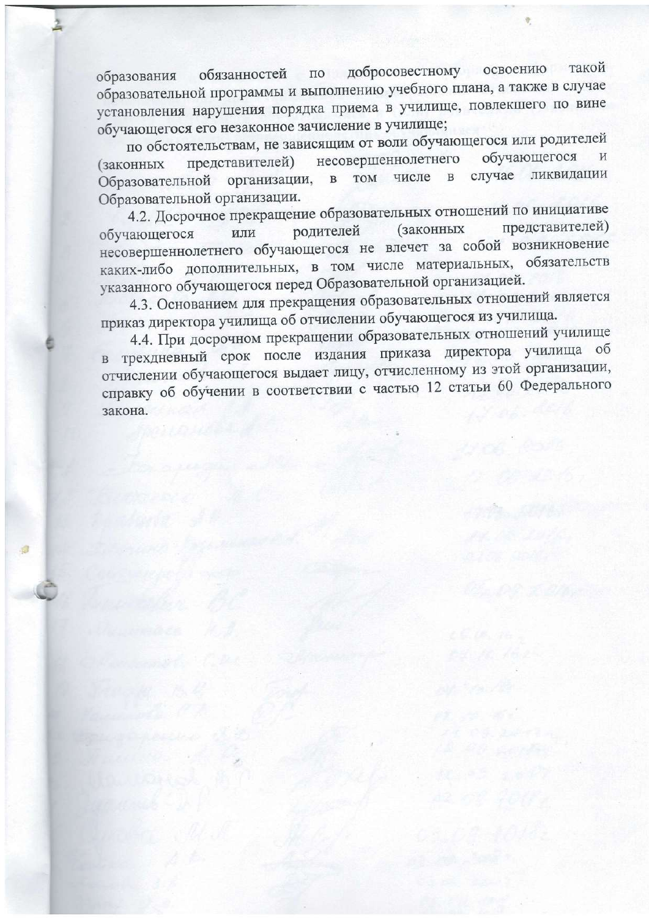образования обязанностей по добросовестному освоению такой образовательной программы и выполнению учебного плана, а также в случае установления нарушения порядка приема в училище, повлекшего по вине обучающегося его незаконное зачисление в училище;

по обстоятельствам, не зависящим от воли обучающегося или родителей (законных представителей) несовершеннолетнего обучающегося и Образовательной организации, в том числе в случае ликвидации Образовательной организации.

4.2. Досрочное прекращение образовательных отношений по инициативе обучающегося или родителей (законных представителей) несовершеннолетнего обучающегося не влечет за собой возникновение каких-либо дополнительных, в том числе материальных, обязательств указанного обучающегося перед Образовательной организацией.

4.3. Основанием для прекращения образовательных отношений является приказ директора училища об отчислении обучающегося из училища.

4.4. При досрочном прекращении образовательных отношений училище в трехдневный срок после издания приказа директора училища об отчислении обучающегося выдает лицу, отчисленному из этой организации, справку об обучении в соответствии с частью 12 статьи 60 Федерального закона.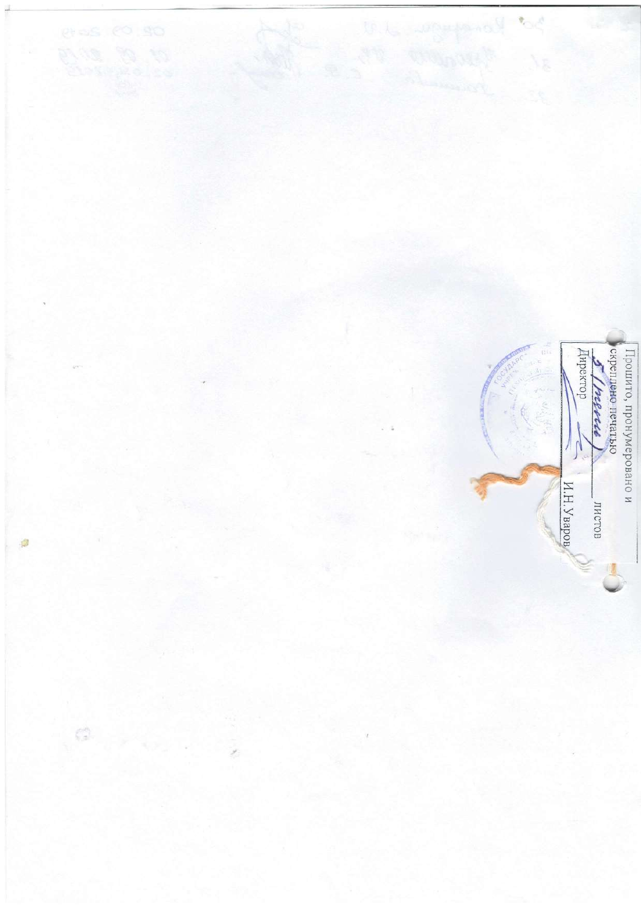Прошито, пронумеровано и скреплено печатью

5 (пять) листов

Директор И.Н. Уваров